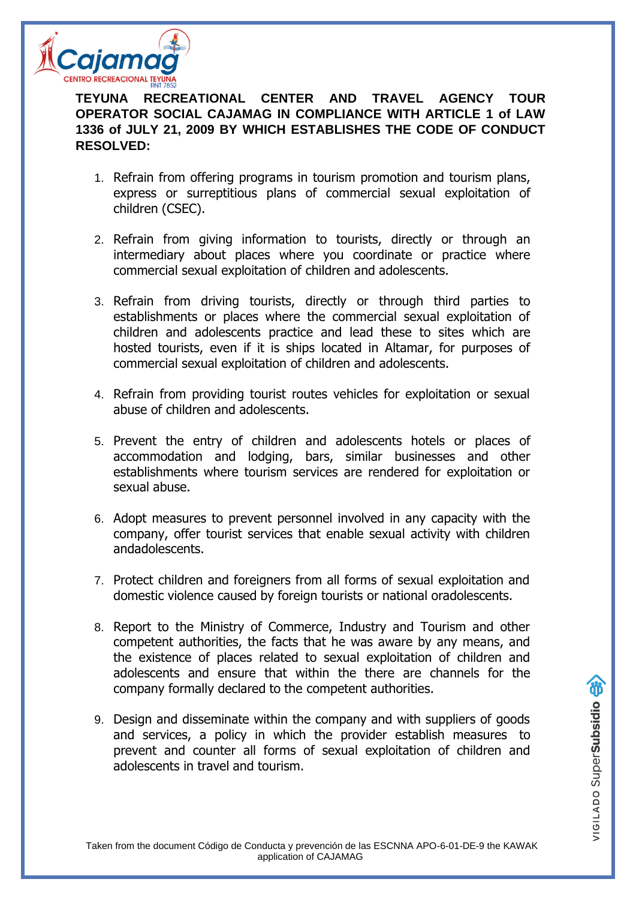**TEYUNA RECREATIONAL CENTER AND TRAVEL AGENCY TOUR OPERATOR SOCIAL CAJAMAG IN COMPLIANCE WITH ARTICLE 1 of LAW 1336 of JULY 21, 2009 BY WHICH ESTABLISHES THE CODE OF CONDUCT RESOLVED:**

1. Refrain from offering programs in tourism promotion and tourism plans, express or surreptitious plans of commercial sexual exploitation of children (CSEC).

2. Refrain from giving information to tourists, directly or through an intermediary about places where you coordinate or practice where commercial sexual exploitation of children and adolescents.

3. Refrain from driving tourists, directly or through third parties to establishments or places where the commercial sexual exploitation of children and adolescents practice and lead these to sites which are hosted tourists, even if it is ships located in Altamar, for purposes of commercial sexual exploitation of children and adolescents.

4. Refrain from providing tourist routes vehicles for exploitation or sexual abuse of children and adolescents.

5. Prevent the entry of children and adolescents hotels or places of accommodation and lodging, bars, similar businesses and other establishments where tourism services are rendered for exploitation or sexual abuse.

6. Adopt measures to prevent personnel involved in any capacity with the company, offer tourist services that enable sexual activity with children andadolescents.

7. Protect children and foreigners from all forms of sexual exploitation and domestic violence caused by foreign tourists or national oradolescents.

8. Report to the Ministry of Commerce, Industry and Tourism and other competent authorities, the facts that he was aware by any means, and the existence of places related to sexual exploitation of children and adolescents and ensure that within the there are channels for the company formally declared to the competent authorities.

9. Design and disseminate within the company and with suppliers of goods and services, a policy in which the provider establish measures to prevent and counter all forms of sexual exploitation of children and adolescents in travel and tourism.

Taken from the document Código de Conducta y prevención de las ESCNNA APO-6-01-DE-9 the KAWAK application of CAJAMAG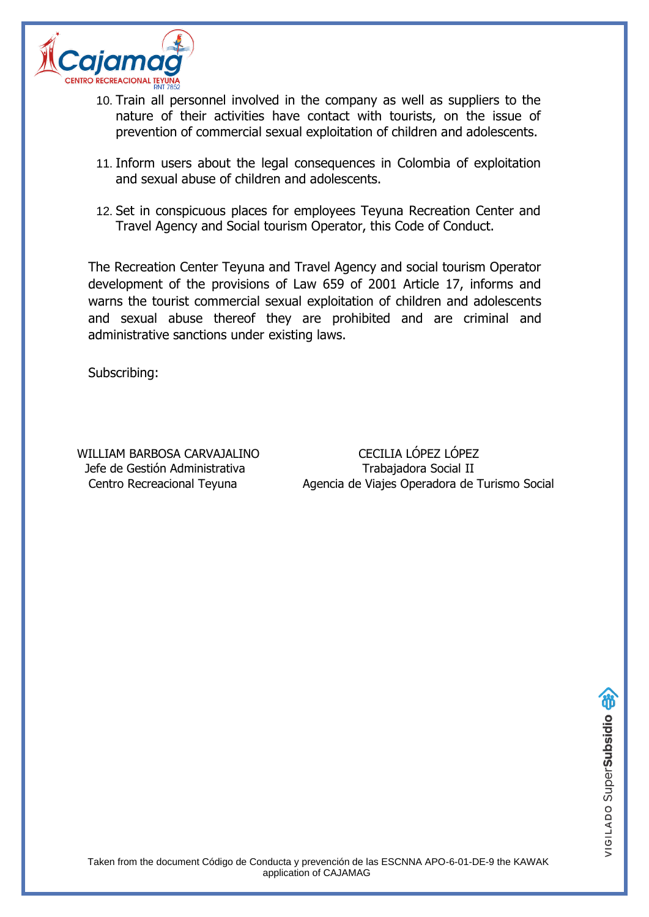10. Train all personnel involved in the company as well as suppliers to the nature of their activities have contact with tourists, on the issue of prevention of commercial sexual exploitation of children and adolescents.

11. Inform users about the legal consequences in Colombia of exploitation and sexual abuse of children and adolescents.

12. Set in conspicuous places for employees Teyuna Recreation Center and Travel Agency and Social tourism Operator, this Code of Conduct.

The Recreation Center Teyuna and Travel Agency and social tourism Operator development of the provisions of Law 659 of 2001 Article 17, informs and warns the tourist commercial sexual exploitation of children and adolescents and sexual abuse thereof they are prohibited and are criminal and administrative sanctions under existing laws.

Subscribing:

WILLIAM BARBOSA CARVAJALINO
Jefe de Gestión Administrativa
Centro Recreacional Teyuna

CECILIA LÓPEZ LÓPEZ
Trabajadora Social II
Agencia de Viajes Operadora de Turismo Social

VIGILADO SuperSubsidio

Taken from the document Código de Conducta y prevención de las ESCNNA APO-6-01-DE-9 the KAWAK application of CAJAMAG